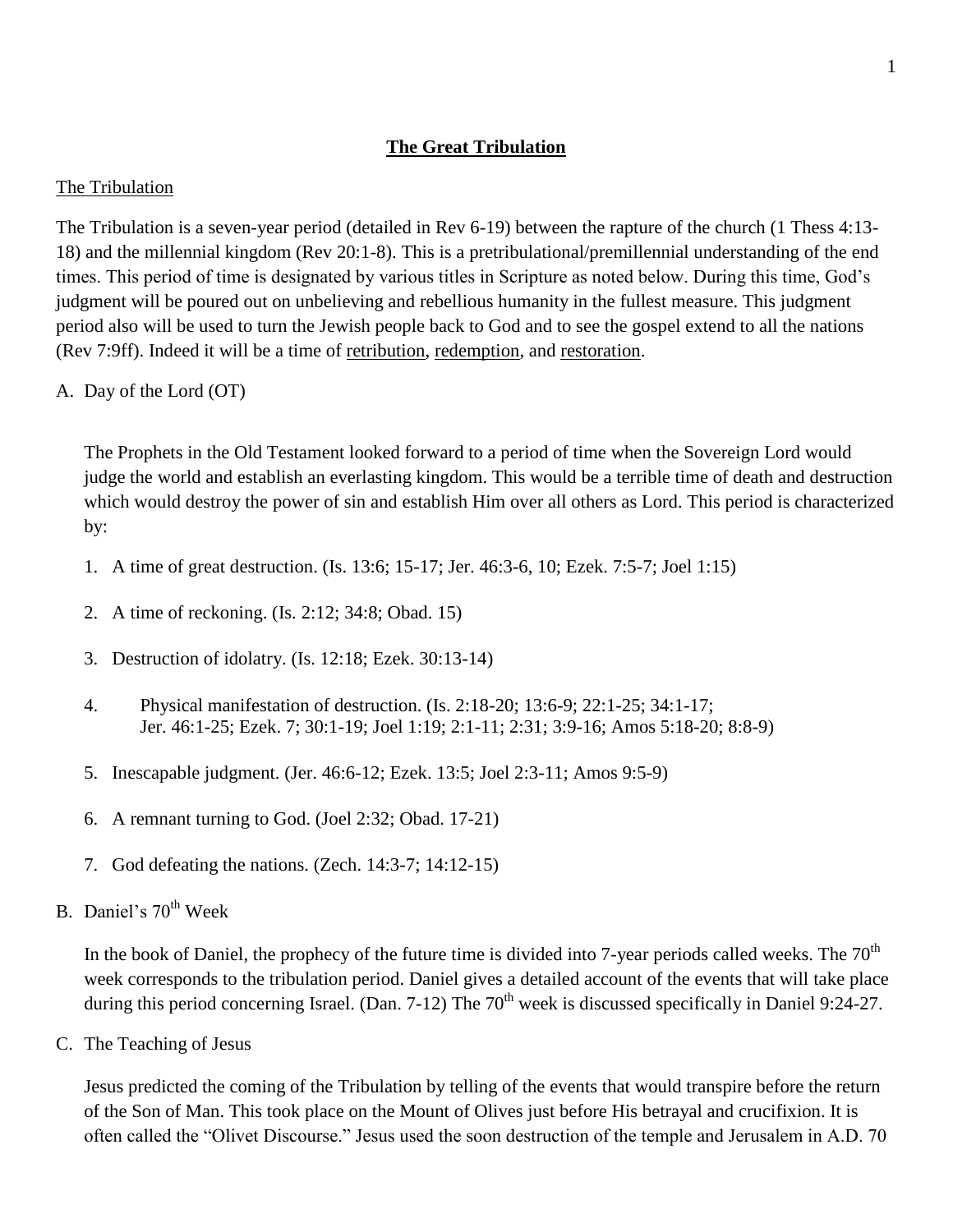# The Great Tribulation

## The Tribulation

The Tribulation is a seven-year period (detailed in Rev 6-19) between the rapture of the church (1 Thess 4:13-18) and the millennial kingdom (Rev 20:1-8). This is a pretribulational/premillennial understanding of the end times. This period of time is designated by various titles in Scripture as noted below. During this time, God's judgment will be poured out on unbelieving and rebellious humanity in the fullest measure. This judgment period also will be used to turn the Jewish people back to God and to see the gospel extend to all the nations (Rev 7:9ff). Indeed it will be a time of retribution, redemption, and restoration.

A. Day of the Lord (OT)

   The Prophets in the Old Testament looked forward to a period of time when the Sovereign Lord would judge the world and establish an everlasting kingdom. This would be a terrible time of death and destruction which would destroy the power of sin and establish Him over all others as Lord. This period is characterized by:

   1. A time of great destruction. (Is. 13:6; 15-17; Jer. 46:3-6, 10; Ezek. 7:5-7; Joel 1:15)
   2. A time of reckoning. (Is. 2:12; 34:8; Obad. 15)
   3. Destruction of idolatry. (Is. 12:18; Ezek. 30:13-14)
   4. Physical manifestation of destruction. (Is. 2:18-20; 13:6-9; 22:1-25; 34:1-17; Jer. 46:1-25; Ezek. 7; 30:1-19; Joel 1:19; 2:1-11; 2:31; 3:9-16; Amos 5:18-20; 8:8-9)
   5. Inescapable judgment. (Jer. 46:6-12; Ezek. 13:5; Joel 2:3-11; Amos 9:5-9)
   6. A remnant turning to God. (Joel 2:32; Obad. 17-21)
   7. God defeating the nations. (Zech. 14:3-7; 14:12-15)

B. Daniel's 70th Week

   In the book of Daniel, the prophecy of the future time is divided into 7-year periods called weeks. The 70th week corresponds to the tribulation period. Daniel gives a detailed account of the events that will take place during this period concerning Israel. (Dan. 7-12) The 70th week is discussed specifically in Daniel 9:24-27.

C. The Teaching of Jesus

   Jesus predicted the coming of the Tribulation by telling of the events that would transpire before the return of the Son of Man. This took place on the Mount of Olives just before His betrayal and crucifixion. It is often called the "Olivet Discourse." Jesus used the soon destruction of the temple and Jerusalem in A.D. 70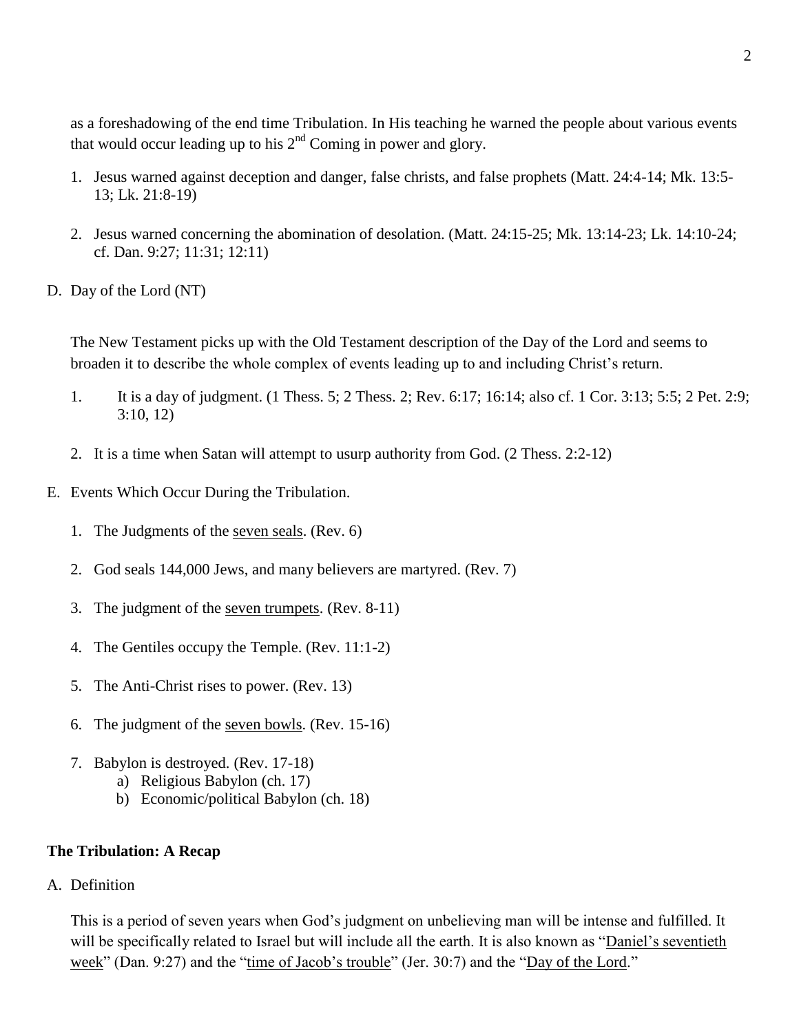as a foreshadowing of the end time Tribulation. In His teaching he warned the people about various events that would occur leading up to his 2nd Coming in power and glory.

1. Jesus warned against deception and danger, false christs, and false prophets (Matt. 24:4-14; Mk. 13:5-13; Lk. 21:8-19)

2. Jesus warned concerning the abomination of desolation. (Matt. 24:15-25; Mk. 13:14-23; Lk. 14:10-24; cf. Dan. 9:27; 11:31; 12:11)

D. Day of the Lord (NT)

The New Testament picks up with the Old Testament description of the Day of the Lord and seems to broaden it to describe the whole complex of events leading up to and including Christ's return.

1. It is a day of judgment. (1 Thess. 5; 2 Thess. 2; Rev. 6:17; 16:14; also cf. 1 Cor. 3:13; 5:5; 2 Pet. 2:9; 3:10, 12)

2. It is a time when Satan will attempt to usurp authority from God. (2 Thess. 2:2-12)

E. Events Which Occur During the Tribulation.

1. The Judgments of the <u>seven seals</u>. (Rev. 6)

2. God seals 144,000 Jews, and many believers are martyred. (Rev. 7)

3. The judgment of the <u>seven trumpets</u>. (Rev. 8-11)

4. The Gentiles occupy the Temple. (Rev. 11:1-2)

5. The Anti-Christ rises to power. (Rev. 13)

6. The judgment of the <u>seven bowls</u>. (Rev. 15-16)

7. Babylon is destroyed. (Rev. 17-18)
   a) Religious Babylon (ch. 17)
   b) Economic/political Babylon (ch. 18)

**The Tribulation: A Recap**

A. Definition

This is a period of seven years when God's judgment on unbelieving man will be intense and fulfilled. It will be specifically related to Israel but will include all the earth. It is also known as "<u>Daniel's seventieth week</u>" (Dan. 9:27) and the "<u>time of Jacob's trouble</u>" (Jer. 30:7) and the "<u>Day of the Lord</u>."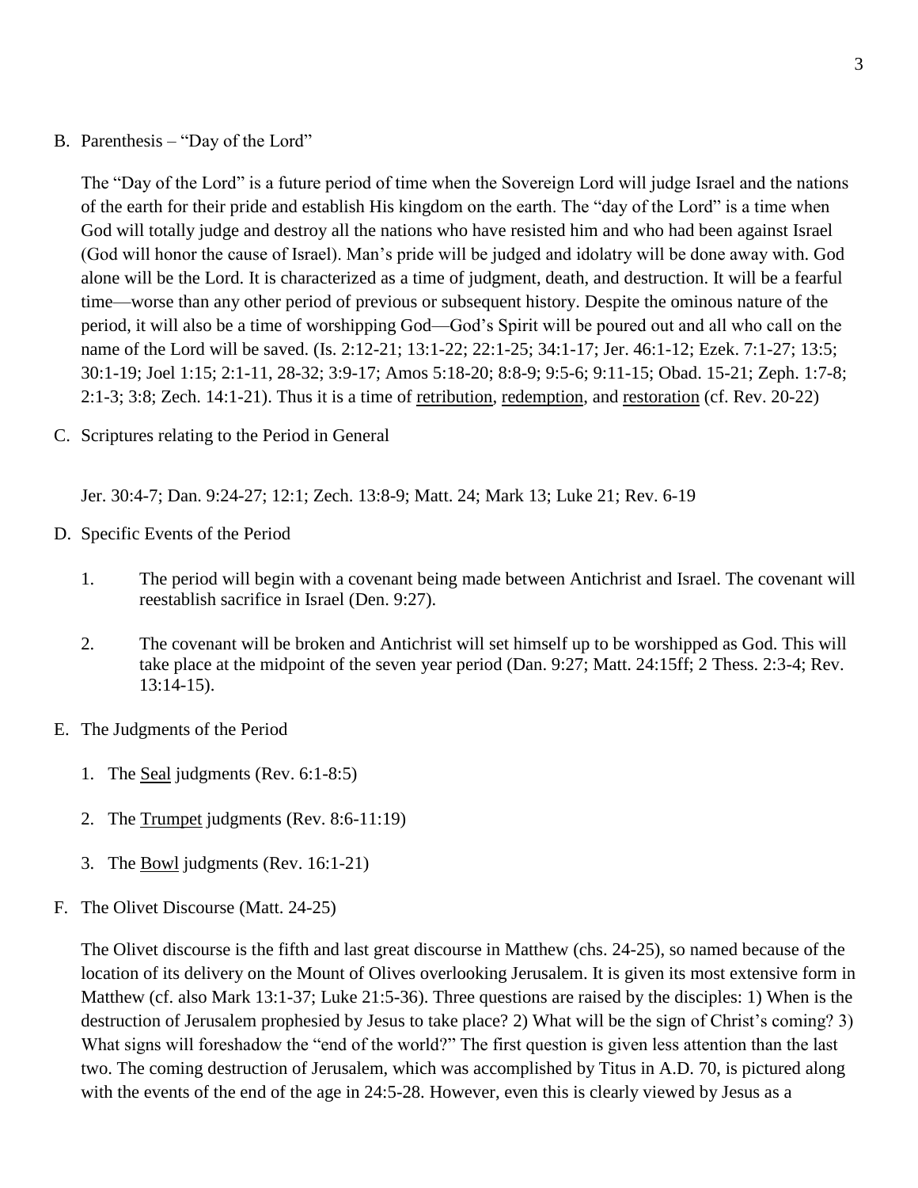B. Parenthesis – "Day of the Lord"

The "Day of the Lord" is a future period of time when the Sovereign Lord will judge Israel and the nations of the earth for their pride and establish His kingdom on the earth. The "day of the Lord" is a time when God will totally judge and destroy all the nations who have resisted him and who had been against Israel (God will honor the cause of Israel). Man's pride will be judged and idolatry will be done away with. God alone will be the Lord. It is characterized as a time of judgment, death, and destruction. It will be a fearful time—worse than any other period of previous or subsequent history. Despite the ominous nature of the period, it will also be a time of worshipping God—God's Spirit will be poured out and all who call on the name of the Lord will be saved. (Is. 2:12-21; 13:1-22; 22:1-25; 34:1-17; Jer. 46:1-12; Ezek. 7:1-27; 13:5; 30:1-19; Joel 1:15; 2:1-11, 28-32; 3:9-17; Amos 5:18-20; 8:8-9; 9:5-6; 9:11-15; Obad. 15-21; Zeph. 1:7-8; 2:1-3; 3:8; Zech. 14:1-21). Thus it is a time of <u>retribution</u>, <u>redemption</u>, and <u>restoration</u> (cf. Rev. 20-22)

C. Scriptures relating to the Period in General

Jer. 30:4-7; Dan. 9:24-27; 12:1; Zech. 13:8-9; Matt. 24; Mark 13; Luke 21; Rev. 6-19

D. Specific Events of the Period

1. The period will begin with a covenant being made between Antichrist and Israel. The covenant will reestablish sacrifice in Israel (Den. 9:27).

2. The covenant will be broken and Antichrist will set himself up to be worshipped as God. This will take place at the midpoint of the seven year period (Dan. 9:27; Matt. 24:15ff; 2 Thess. 2:3-4; Rev. 13:14-15).

E. The Judgments of the Period

1. The <u>Seal</u> judgments (Rev. 6:1-8:5)

2. The <u>Trumpet</u> judgments (Rev. 8:6-11:19)

3. The <u>Bowl</u> judgments (Rev. 16:1-21)

F. The Olivet Discourse (Matt. 24-25)

The Olivet discourse is the fifth and last great discourse in Matthew (chs. 24-25), so named because of the location of its delivery on the Mount of Olives overlooking Jerusalem. It is given its most extensive form in Matthew (cf. also Mark 13:1-37; Luke 21:5-36). Three questions are raised by the disciples: 1) When is the destruction of Jerusalem prophesied by Jesus to take place? 2) What will be the sign of Christ's coming? 3) What signs will foreshadow the "end of the world?" The first question is given less attention than the last two. The coming destruction of Jerusalem, which was accomplished by Titus in A.D. 70, is pictured along with the events of the end of the age in 24:5-28. However, even this is clearly viewed by Jesus as a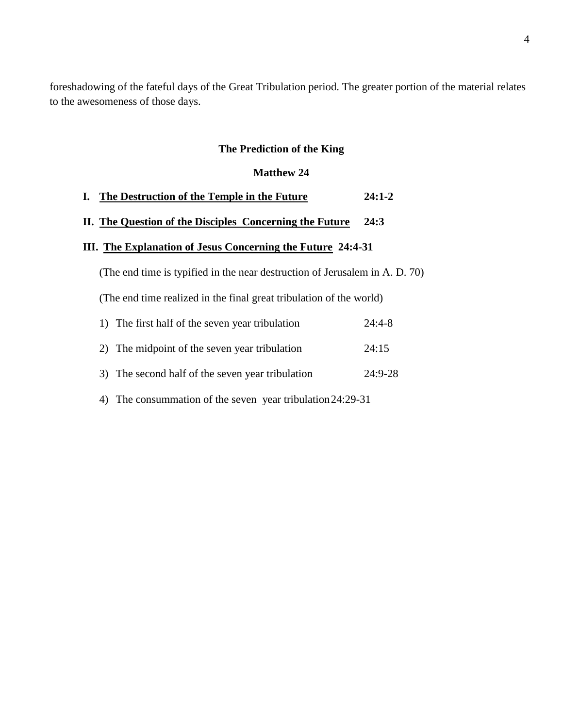foreshadowing of the fateful days of the Great Tribulation period. The greater portion of the material relates to the awesomeness of those days.

## The Prediction of the King

### Matthew 24

**I. <u>The Destruction of the Temple in the Future</u> 24:1-2**

**II. <u>The Question of the Disciples Concerning the Future</u> 24:3**

**III. <u>The Explanation of Jesus Concerning the Future</u> 24:4-31**

(The end time is typified in the near destruction of Jerusalem in A. D. 70)

(The end time realized in the final great tribulation of the world)

1) The first half of the seven year tribulation 24:4-8

2) The midpoint of the seven year tribulation 24:15

3) The second half of the seven year tribulation 24:9-28

4) The consummation of the seven year tribulation 24:29-31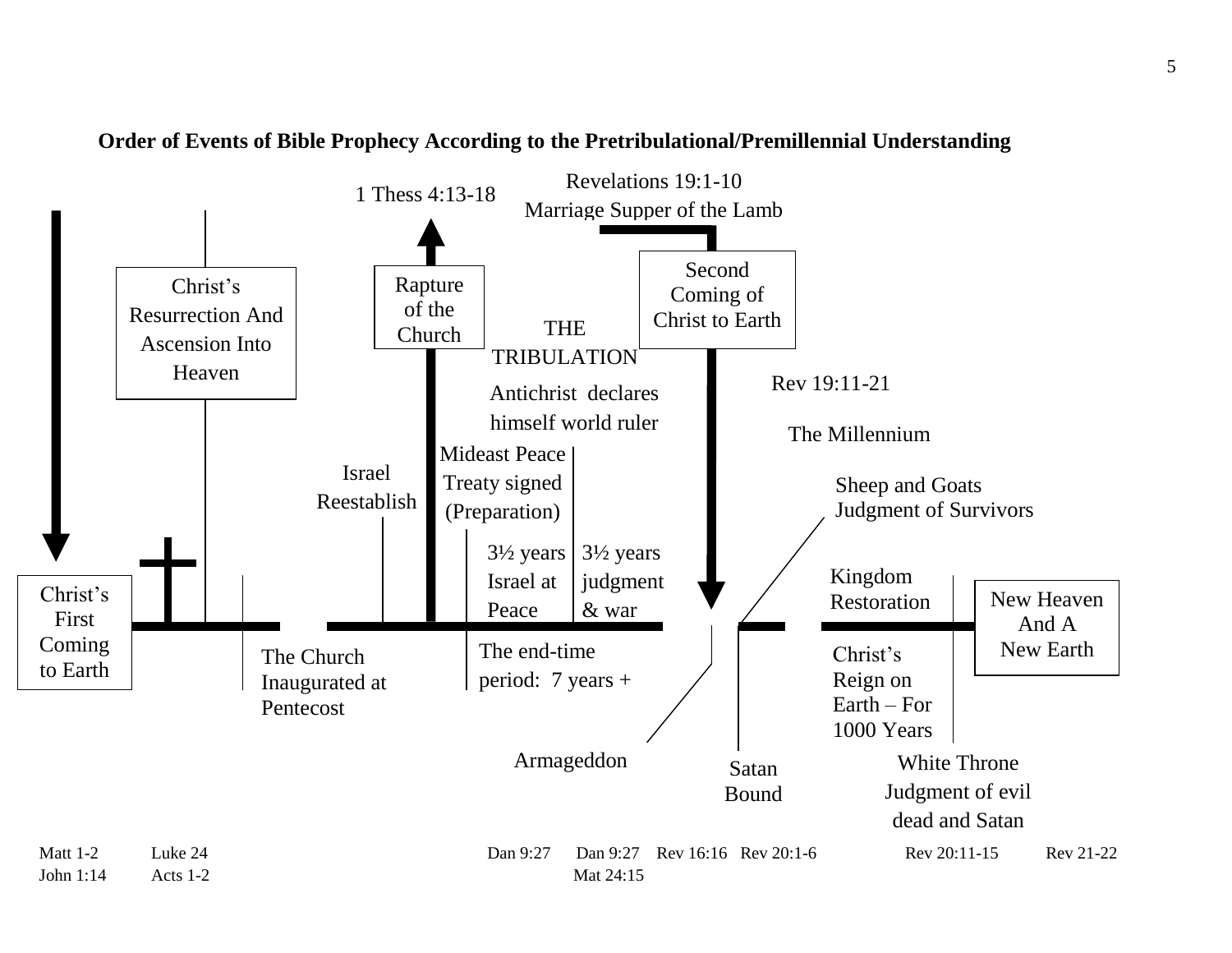**Order of Events of Bible Prophecy According to the Pretribulational/Premillennial Understanding**

1 Thess 4:13-18

Revelations 19:1-10
Marriage Supper of the Lamb

Christ's Resurrection And Ascension Into Heaven

Rapture of the Church

THE TRIBULATION

Second Coming of Christ to Earth

Antichrist declares himself world ruler

Rev 19:11-21

The Millennium

Israel Reestablish

Mideast Peace Treaty signed (Preparation)

Sheep and Goats Judgment of Survivors

3½ years Israel at Peace

3½ years judgment & war

Kingdom Restoration

Christ's First Coming to Earth

New Heaven And A New Earth

The Church Inaugurated at Pentecost

The end-time period: 7 years +

Christ's Reign on Earth – For 1000 Years

Armageddon

Satan Bound

White Throne Judgment of evil dead and Satan

Matt 1-2 — John 1:14

Luke 24 — Acts 1-2

Dan 9:27

Dan 9:27 — Mat 24:15

Rev 16:16

Rev 20:1-6

Rev 20:11-15

Rev 21-22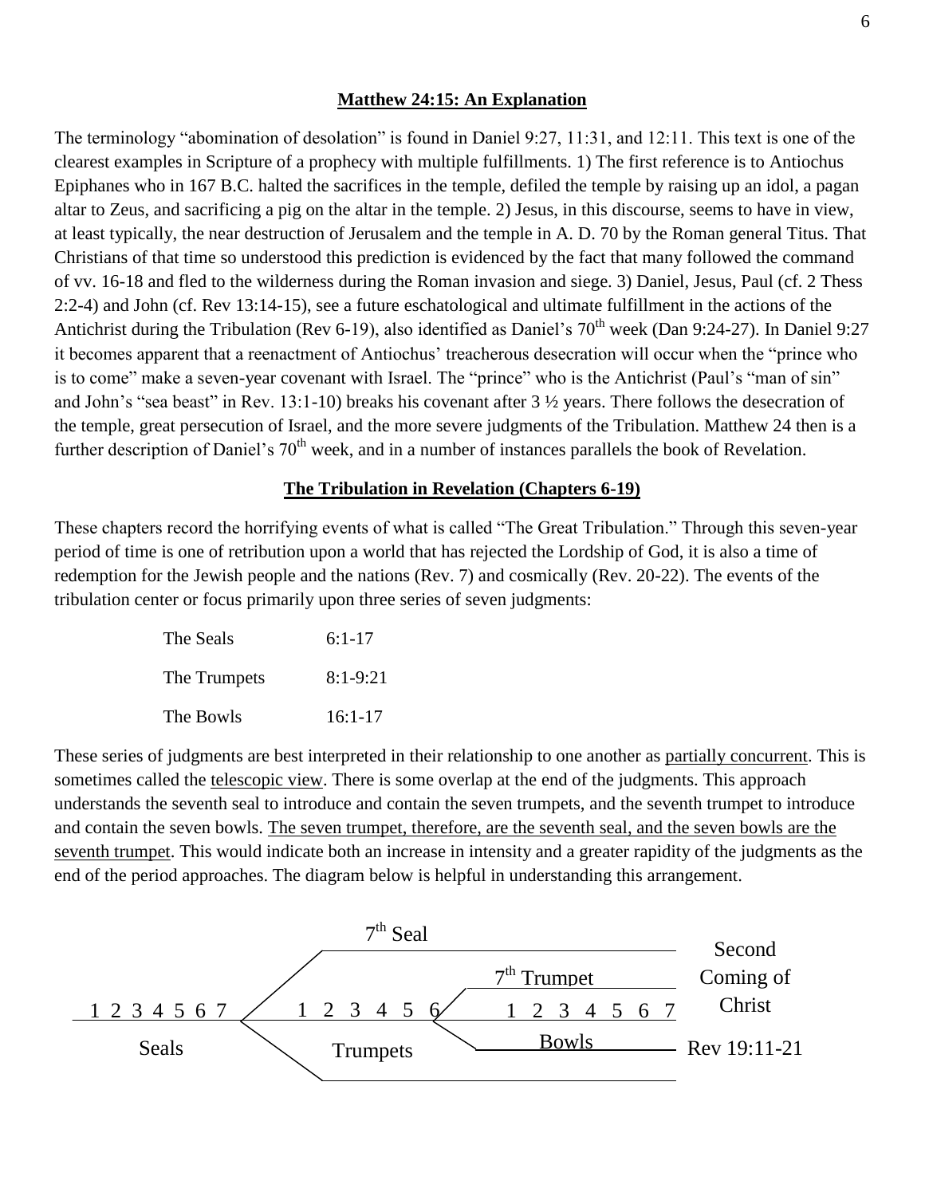## Matthew 24:15: An Explanation

The terminology "abomination of desolation" is found in Daniel 9:27, 11:31, and 12:11. This text is one of the clearest examples in Scripture of a prophecy with multiple fulfillments. 1) The first reference is to Antiochus Epiphanes who in 167 B.C. halted the sacrifices in the temple, defiled the temple by raising up an idol, a pagan altar to Zeus, and sacrificing a pig on the altar in the temple. 2) Jesus, in this discourse, seems to have in view, at least typically, the near destruction of Jerusalem and the temple in A. D. 70 by the Roman general Titus. That Christians of that time so understood this prediction is evidenced by the fact that many followed the command of vv. 16-18 and fled to the wilderness during the Roman invasion and siege. 3) Daniel, Jesus, Paul (cf. 2 Thess 2:2-4) and John (cf. Rev 13:14-15), see a future eschatological and ultimate fulfillment in the actions of the Antichrist during the Tribulation (Rev 6-19), also identified as Daniel's 70th week (Dan 9:24-27). In Daniel 9:27 it becomes apparent that a reenactment of Antiochus' treacherous desecration will occur when the "prince who is to come" make a seven-year covenant with Israel. The "prince" who is the Antichrist (Paul's "man of sin" and John's "sea beast" in Rev. 13:1-10) breaks his covenant after 3 ½ years. There follows the desecration of the temple, great persecution of Israel, and the more severe judgments of the Tribulation. Matthew 24 then is a further description of Daniel's 70th week, and in a number of instances parallels the book of Revelation.

## The Tribulation in Revelation (Chapters 6-19)

These chapters record the horrifying events of what is called "The Great Tribulation." Through this seven-year period of time is one of retribution upon a world that has rejected the Lordship of God, it is also a time of redemption for the Jewish people and the nations (Rev. 7) and cosmically (Rev. 20-22). The events of the tribulation center or focus primarily upon three series of seven judgments:

| | |
|---|---|
| The Seals | 6:1-17 |
| The Trumpets | 8:1-9:21 |
| The Bowls | 16:1-17 |

These series of judgments are best interpreted in their relationship to one another as partially concurrent. This is sometimes called the telescopic view. There is some overlap at the end of the judgments. This approach understands the seventh seal to introduce and contain the seven trumpets, and the seventh trumpet to introduce and contain the seven bowls. The seven trumpet, therefore, are the seventh seal, and the seven bowls are the seventh trumpet. This would indicate both an increase in intensity and a greater rapidity of the judgments as the end of the period approaches. The diagram below is helpful in understanding this arrangement.

7th Seal

7th Trumpet

1 2 3 4 5 6 7

Seals

1 2 3 4 5 6

Trumpets

1 2 3 4 5 6 7

Bowls

Second Coming of Christ

Rev 19:11-21